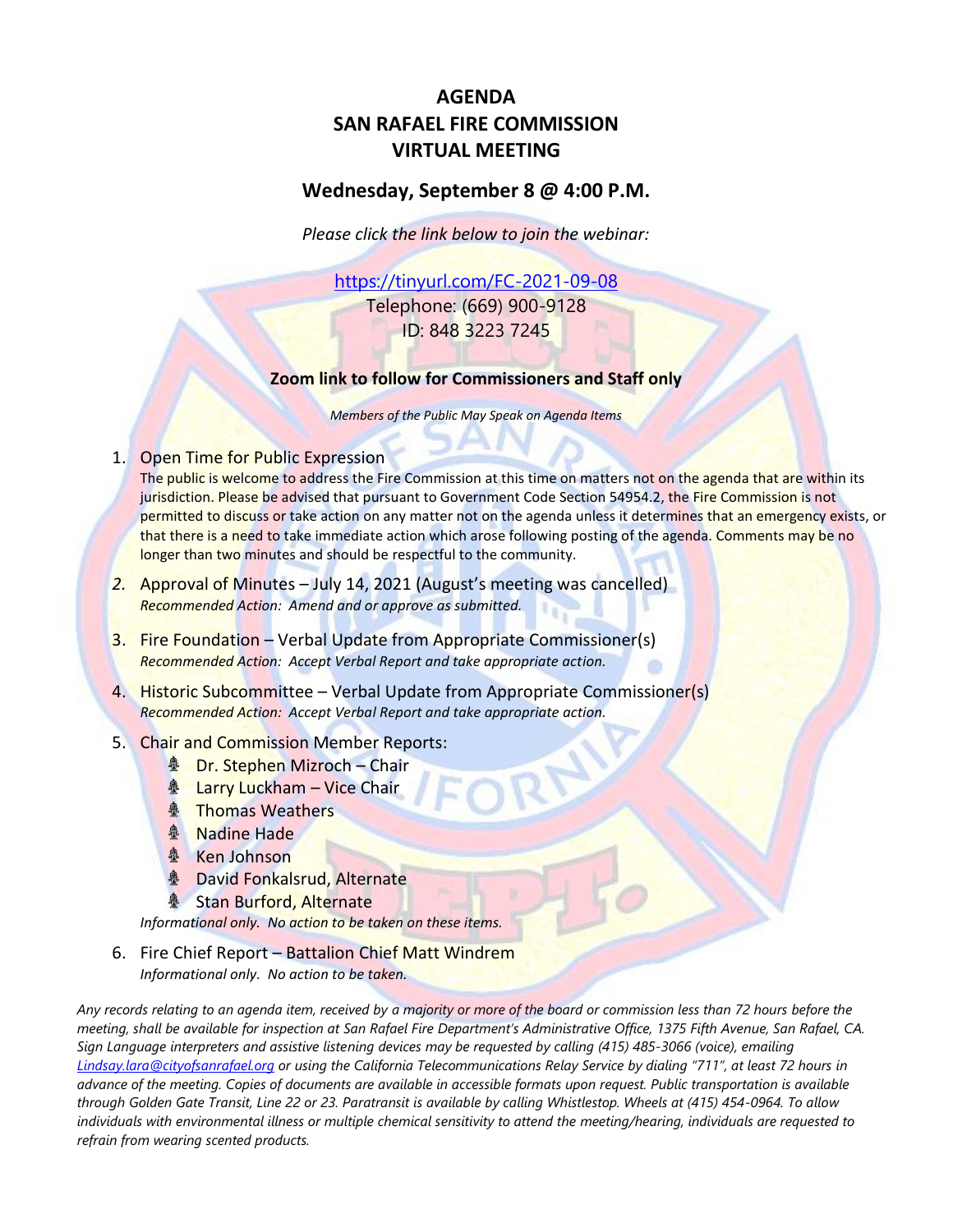# AGENDA
# SAN RAFAEL FIRE COMMISSION
# VIRTUAL MEETING

## Wednesday, September 8 @ 4:00 P.M.

*Please click the link below to join the webinar:*

https://tinyurl.com/FC-2021-09-08
Telephone: (669) 900-9128
ID: 848 3223 7245

**Zoom link to follow for Commissioners and Staff only**

*Members of the Public May Speak on Agenda Items*

1. Open Time for Public Expression
   The public is welcome to address the Fire Commission at this time on matters not on the agenda that are within its jurisdiction. Please be advised that pursuant to Government Code Section 54954.2, the Fire Commission is not permitted to discuss or take action on any matter not on the agenda unless it determines that an emergency exists, or that there is a need to take immediate action which arose following posting of the agenda. Comments may be no longer than two minutes and should be respectful to the community.

2. Approval of Minutes – July 14, 2021 (August's meeting was cancelled)
   *Recommended Action: Amend and or approve as submitted.*

3. Fire Foundation – Verbal Update from Appropriate Commissioner(s)
   *Recommended Action: Accept Verbal Report and take appropriate action.*

4. Historic Subcommittee – Verbal Update from Appropriate Commissioner(s)
   *Recommended Action: Accept Verbal Report and take appropriate action.*

5. Chair and Commission Member Reports:
   - Dr. Stephen Mizroch – Chair
   - Larry Luckham – Vice Chair
   - Thomas Weathers
   - Nadine Hade
   - Ken Johnson
   - David Fonkalsrud, Alternate
   - Stan Burford, Alternate

   *Informational only. No action to be taken on these items.*

6. Fire Chief Report – Battalion Chief Matt Windrem
   *Informational only. No action to be taken.*

*Any records relating to an agenda item, received by a majority or more of the board or commission less than 72 hours before the meeting, shall be available for inspection at San Rafael Fire Department's Administrative Office, 1375 Fifth Avenue, San Rafael, CA. Sign Language interpreters and assistive listening devices may be requested by calling (415) 485-3066 (voice), emailing Lindsay.lara@cityofsanrafael.org or using the California Telecommunications Relay Service by dialing "711", at least 72 hours in advance of the meeting. Copies of documents are available in accessible formats upon request. Public transportation is available through Golden Gate Transit, Line 22 or 23. Paratransit is available by calling Whistlestop. Wheels at (415) 454-0964. To allow individuals with environmental illness or multiple chemical sensitivity to attend the meeting/hearing, individuals are requested to refrain from wearing scented products.*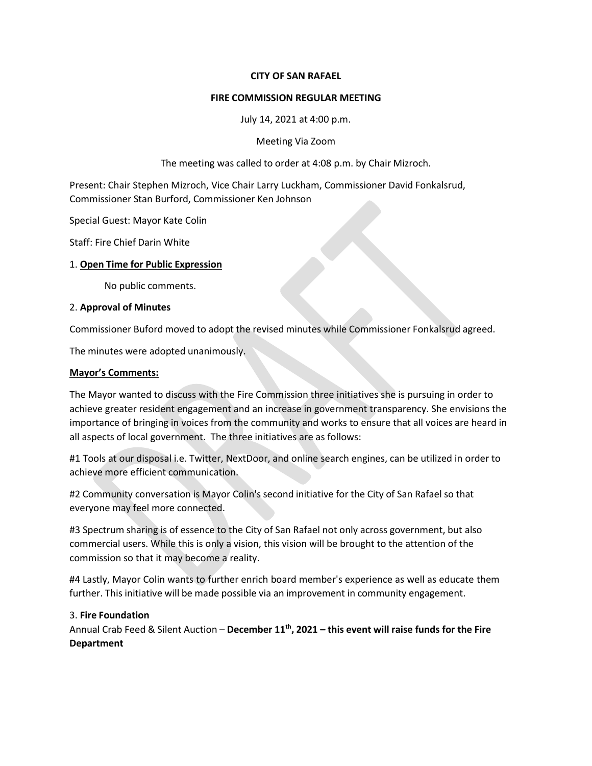**CITY OF SAN RAFAEL**

**FIRE COMMISSION REGULAR MEETING**

July 14, 2021 at 4:00 p.m.

Meeting Via Zoom

The meeting was called to order at 4:08 p.m. by Chair Mizroch.

Present: Chair Stephen Mizroch, Vice Chair Larry Luckham, Commissioner David Fonkalsrud, Commissioner Stan Burford, Commissioner Ken Johnson

Special Guest: Mayor Kate Colin

Staff: Fire Chief Darin White

1. **Open Time for Public Expression**

   No public comments.

2. **Approval of Minutes**

Commissioner Buford moved to adopt the revised minutes while Commissioner Fonkalsrud agreed.

The minutes were adopted unanimously.

**Mayor's Comments:**

The Mayor wanted to discuss with the Fire Commission three initiatives she is pursuing in order to achieve greater resident engagement and an increase in government transparency. She envisions the importance of bringing in voices from the community and works to ensure that all voices are heard in all aspects of local government. The three initiatives are as follows:

#1 Tools at our disposal i.e. Twitter, NextDoor, and online search engines, can be utilized in order to achieve more efficient communication.

#2 Community conversation is Mayor Colin's second initiative for the City of San Rafael so that everyone may feel more connected.

#3 Spectrum sharing is of essence to the City of San Rafael not only across government, but also commercial users. While this is only a vision, this vision will be brought to the attention of the commission so that it may become a reality.

#4 Lastly, Mayor Colin wants to further enrich board member's experience as well as educate them further. This initiative will be made possible via an improvement in community engagement.

3. **Fire Foundation**

Annual Crab Feed & Silent Auction – **December 11th, 2021 – this event will raise funds for the Fire Department**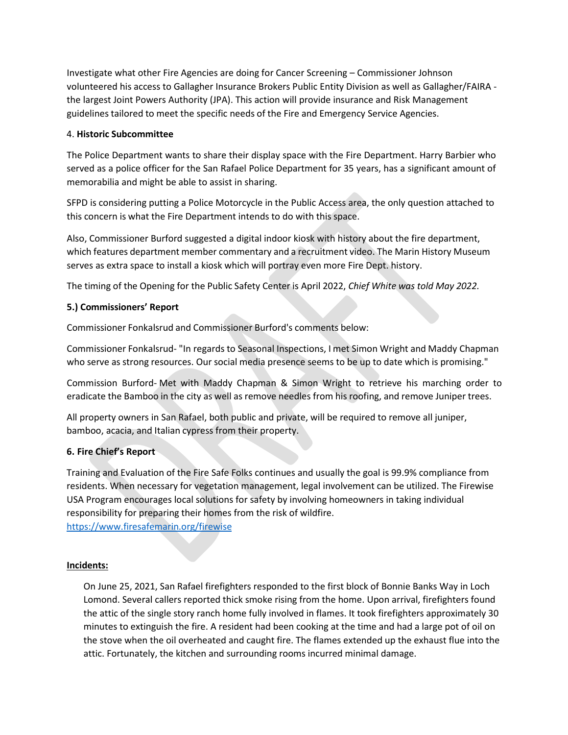Investigate what other Fire Agencies are doing for Cancer Screening – Commissioner Johnson volunteered his access to Gallagher Insurance Brokers Public Entity Division as well as Gallagher/FAIRA - the largest Joint Powers Authority (JPA). This action will provide insurance and Risk Management guidelines tailored to meet the specific needs of the Fire and Emergency Service Agencies.

4. **Historic Subcommittee**

The Police Department wants to share their display space with the Fire Department. Harry Barbier who served as a police officer for the San Rafael Police Department for 35 years, has a significant amount of memorabilia and might be able to assist in sharing.

SFPD is considering putting a Police Motorcycle in the Public Access area, the only question attached to this concern is what the Fire Department intends to do with this space.

Also, Commissioner Burford suggested a digital indoor kiosk with history about the fire department, which features department member commentary and a recruitment video. The Marin History Museum serves as extra space to install a kiosk which will portray even more Fire Dept. history.

The timing of the Opening for the Public Safety Center is April 2022, *Chief White was told May 2022.*

**5.) Commissioners' Report**

Commissioner Fonkalsrud and Commissioner Burford's comments below:

Commissioner Fonkalsrud- "In regards to Seasonal Inspections, I met Simon Wright and Maddy Chapman who serve as strong resources. Our social media presence seems to be up to date which is promising."

Commission Burford- Met with Maddy Chapman & Simon Wright to retrieve his marching order to eradicate the Bamboo in the city as well as remove needles from his roofing, and remove Juniper trees.

All property owners in San Rafael, both public and private, will be required to remove all juniper, bamboo, acacia, and Italian cypress from their property.

**6. Fire Chief's Report**

Training and Evaluation of the Fire Safe Folks continues and usually the goal is 99.9% compliance from residents. When necessary for vegetation management, legal involvement can be utilized. The Firewise USA Program encourages local solutions for safety by involving homeowners in taking individual responsibility for preparing their homes from the risk of wildfire.
https://www.firesafemarin.org/firewise

**Incidents:**

On June 25, 2021, San Rafael firefighters responded to the first block of Bonnie Banks Way in Loch Lomond. Several callers reported thick smoke rising from the home. Upon arrival, firefighters found the attic of the single story ranch home fully involved in flames. It took firefighters approximately 30 minutes to extinguish the fire. A resident had been cooking at the time and had a large pot of oil on the stove when the oil overheated and caught fire. The flames extended up the exhaust flue into the attic. Fortunately, the kitchen and surrounding rooms incurred minimal damage.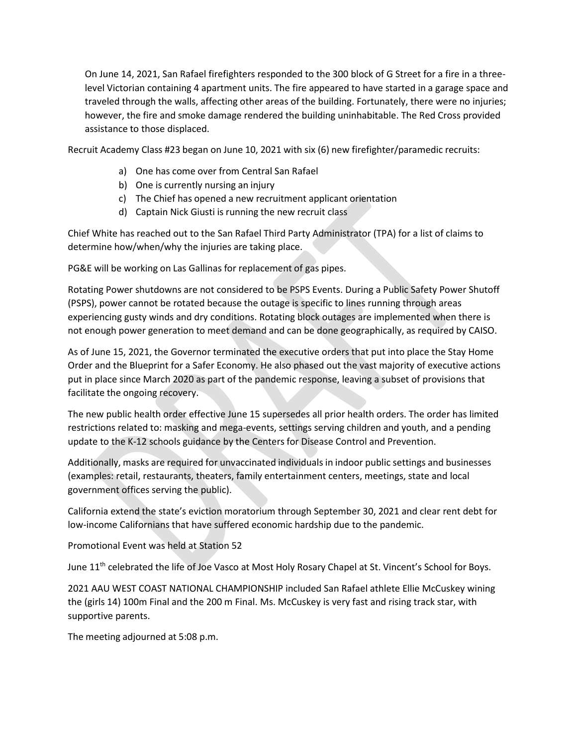On June 14, 2021, San Rafael firefighters responded to the 300 block of G Street for a fire in a three-level Victorian containing 4 apartment units. The fire appeared to have started in a garage space and traveled through the walls, affecting other areas of the building. Fortunately, there were no injuries; however, the fire and smoke damage rendered the building uninhabitable. The Red Cross provided assistance to those displaced.

Recruit Academy Class #23 began on June 10, 2021 with six (6) new firefighter/paramedic recruits:

a) One has come over from Central San Rafael
b) One is currently nursing an injury
c) The Chief has opened a new recruitment applicant orientation
d) Captain Nick Giusti is running the new recruit class

Chief White has reached out to the San Rafael Third Party Administrator (TPA) for a list of claims to determine how/when/why the injuries are taking place.

PG&E will be working on Las Gallinas for replacement of gas pipes.

Rotating Power shutdowns are not considered to be PSPS Events. During a Public Safety Power Shutoff (PSPS), power cannot be rotated because the outage is specific to lines running through areas experiencing gusty winds and dry conditions. Rotating block outages are implemented when there is not enough power generation to meet demand and can be done geographically, as required by CAISO.

As of June 15, 2021, the Governor terminated the executive orders that put into place the Stay Home Order and the Blueprint for a Safer Economy. He also phased out the vast majority of executive actions put in place since March 2020 as part of the pandemic response, leaving a subset of provisions that facilitate the ongoing recovery.

The new public health order effective June 15 supersedes all prior health orders. The order has limited restrictions related to: masking and mega-events, settings serving children and youth, and a pending update to the K-12 schools guidance by the Centers for Disease Control and Prevention.

Additionally, masks are required for unvaccinated individuals in indoor public settings and businesses (examples: retail, restaurants, theaters, family entertainment centers, meetings, state and local government offices serving the public).

California extend the state's eviction moratorium through September 30, 2021 and clear rent debt for low-income Californians that have suffered economic hardship due to the pandemic.

Promotional Event was held at Station 52

June 11th celebrated the life of Joe Vasco at Most Holy Rosary Chapel at St. Vincent's School for Boys.

2021 AAU WEST COAST NATIONAL CHAMPIONSHIP included San Rafael athlete Ellie McCuskey wining the (girls 14) 100m Final and the 200 m Final. Ms. McCuskey is very fast and rising track star, with supportive parents.

The meeting adjourned at 5:08 p.m.